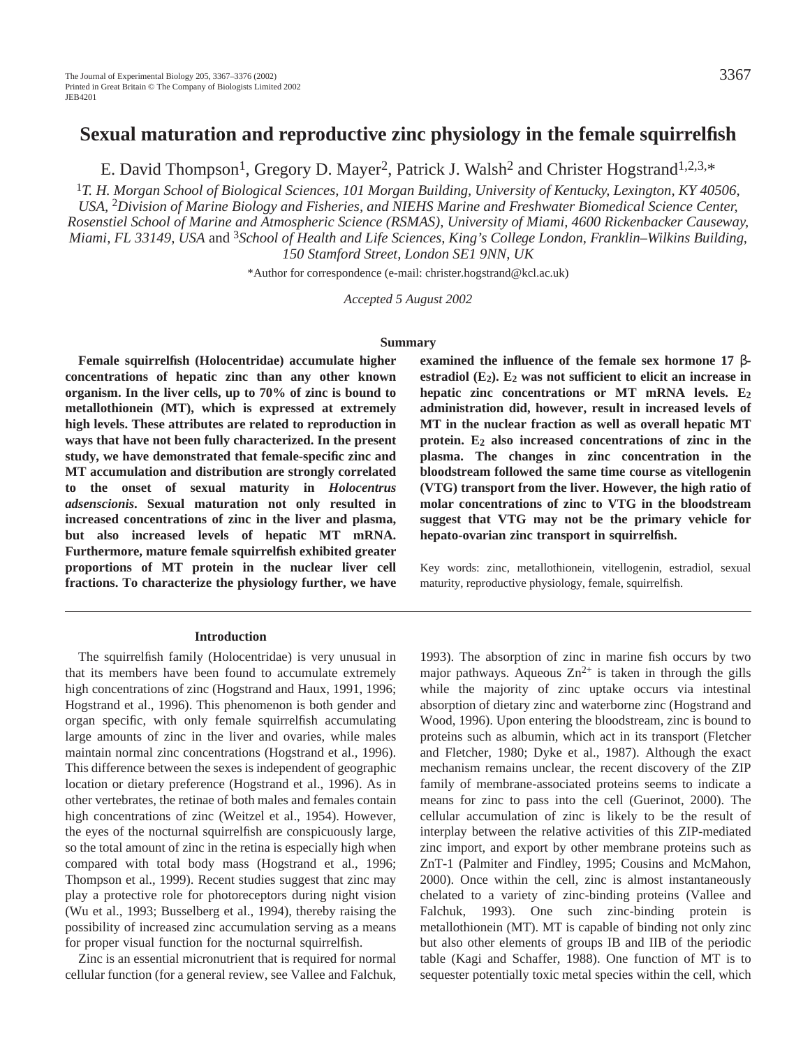# Sexual maturation and reproductive zinc physiology in the female squirrelfish

E. David Thompson[1], Gregory D. Mayer[2], Patrick J. Walsh[2] and Christer Hogstrand[1,2,3,*]

[1]*T. H. Morgan School of Biological Sciences, 101 Morgan Building, University of Kentucky, Lexington, KY 40506, USA,* [2]*Division of Marine Biology and Fisheries, and NIEHS Marine and Freshwater Biomedical Science Center, Rosenstiel School of Marine and Atmospheric Science (RSMAS), University of Miami, 4600 Rickenbacker Causeway, Miami, FL 33149, USA* and [3]*School of Health and Life Sciences, King's College London, Franklin–Wilkins Building, 150 Stamford Street, London SE1 9NN, UK*

*Author for correspondence (e-mail: christer.hogstrand@kcl.ac.uk)

*Accepted 5 August 2002*

## Summary

**Female squirrelfish (Holocentridae) accumulate higher concentrations of hepatic zinc than any other known organism. In the liver cells, up to 70% of zinc is bound to metallothionein (MT), which is expressed at extremely high levels. These attributes are related to reproduction in ways that have not been fully characterized. In the present study, we have demonstrated that female-specific zinc and MT accumulation and distribution are strongly correlated to the onset of sexual maturity in *Holocentrus adsenscionis*. Sexual maturation not only resulted in increased concentrations of zinc in the liver and plasma, but also increased levels of hepatic MT mRNA. Furthermore, mature female squirrelfish exhibited greater proportions of MT protein in the nuclear liver cell fractions. To characterize the physiology further, we have examined the influence of the female sex hormone 17 β-estradiol ($E_2$). $E_2$ was not sufficient to elicit an increase in hepatic zinc concentrations or MT mRNA levels. $E_2$ administration did, however, result in increased levels of MT in the nuclear fraction as well as overall hepatic MT protein. $E_2$ also increased concentrations of zinc in the plasma. The changes in zinc concentration in the bloodstream followed the same time course as vitellogenin (VTG) transport from the liver. However, the high ratio of molar concentrations of zinc to VTG in the bloodstream suggest that VTG may not be the primary vehicle for hepato-ovarian zinc transport in squirrelfish.**

Key words: zinc, metallothionein, vitellogenin, estradiol, sexual maturity, reproductive physiology, female, squirrelfish.

## Introduction

The squirrelfish family (Holocentridae) is very unusual in that its members have been found to accumulate extremely high concentrations of zinc (Hogstrand and Haux, 1991, 1996; Hogstrand et al., 1996). This phenomenon is both gender and organ specific, with only female squirrelfish accumulating large amounts of zinc in the liver and ovaries, while males maintain normal zinc concentrations (Hogstrand et al., 1996). This difference between the sexes is independent of geographic location or dietary preference (Hogstrand et al., 1996). As in other vertebrates, the retinae of both males and females contain high concentrations of zinc (Weitzel et al., 1954). However, the eyes of the nocturnal squirrelfish are conspicuously large, so the total amount of zinc in the retina is especially high when compared with total body mass (Hogstrand et al., 1996; Thompson et al., 1999). Recent studies suggest that zinc may play a protective role for photoreceptors during night vision (Wu et al., 1993; Busselberg et al., 1994), thereby raising the possibility of increased zinc accumulation serving as a means for proper visual function for the nocturnal squirrelfish.

Zinc is an essential micronutrient that is required for normal cellular function (for a general review, see Vallee and Falchuk, 1993). The absorption of zinc in marine fish occurs by two major pathways. Aqueous $Zn^{2+}$ is taken in through the gills while the majority of zinc uptake occurs via intestinal absorption of dietary zinc and waterborne zinc (Hogstrand and Wood, 1996). Upon entering the bloodstream, zinc is bound to proteins such as albumin, which act in its transport (Fletcher and Fletcher, 1980; Dyke et al., 1987). Although the exact mechanism remains unclear, the recent discovery of the ZIP family of membrane-associated proteins seems to indicate a means for zinc to pass into the cell (Guerinot, 2000). The cellular accumulation of zinc is likely to be the result of interplay between the relative activities of this ZIP-mediated zinc import, and export by other membrane proteins such as ZnT-1 (Palmiter and Findley, 1995; Cousins and McMahon, 2000). Once within the cell, zinc is almost instantaneously chelated to a variety of zinc-binding proteins (Vallee and Falchuk, 1993). One such zinc-binding protein is metallothionein (MT). MT is capable of binding not only zinc but also other elements of groups IB and IIB of the periodic table (Kagi and Schaffer, 1988). One function of MT is to sequester potentially toxic metal species within the cell, which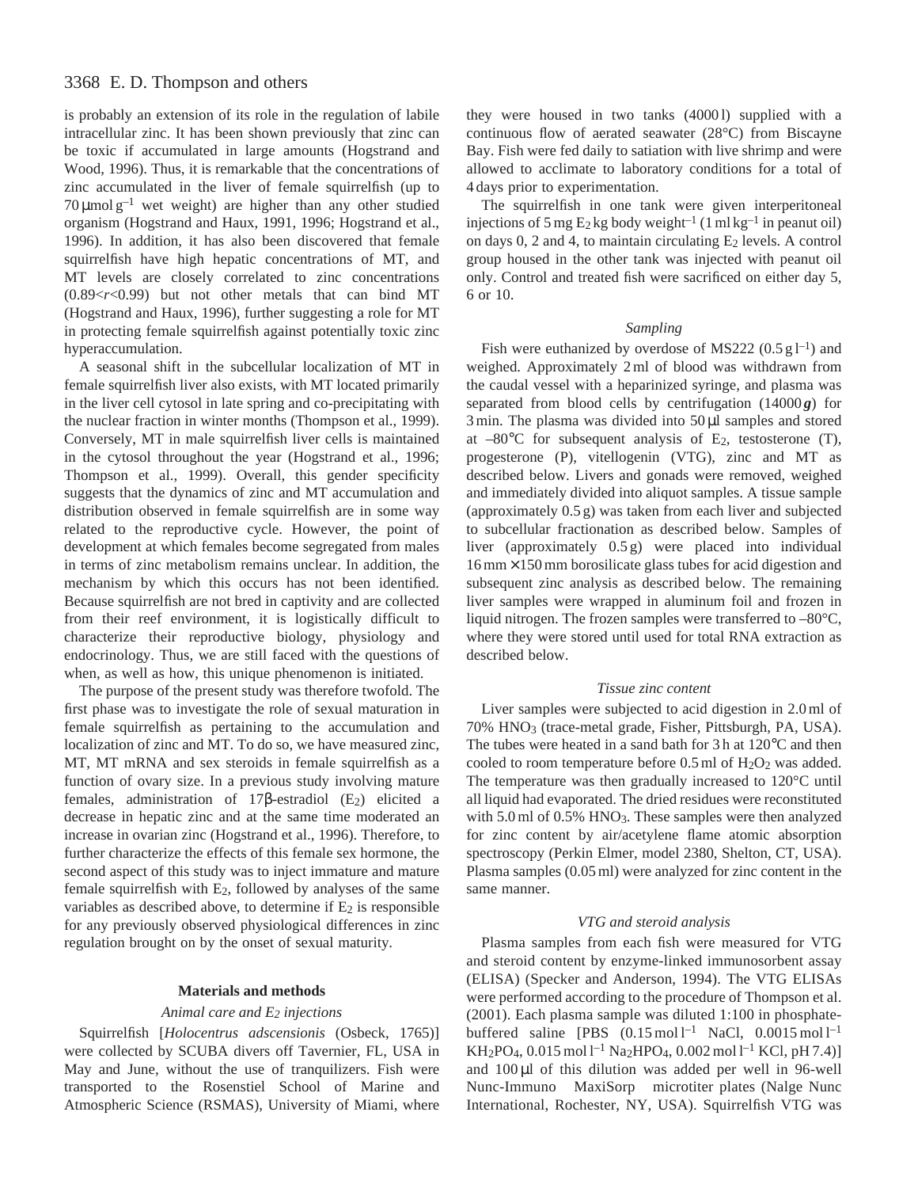is probably an extension of its role in the regulation of labile intracellular zinc. It has been shown previously that zinc can be toxic if accumulated in large amounts (Hogstrand and Wood, 1996). Thus, it is remarkable that the concentrations of zinc accumulated in the liver of female squirrelfish (up to $70\,\mu mol\,g^{-1}$ wet weight) are higher than any other studied organism (Hogstrand and Haux, 1991, 1996; Hogstrand et al., 1996). In addition, it has also been discovered that female squirrelfish have high hepatic concentrations of MT, and MT levels are closely correlated to zinc concentrations ($0.89<r<0.99$) but not other metals that can bind MT (Hogstrand and Haux, 1996), further suggesting a role for MT in protecting female squirrelfish against potentially toxic zinc hyperaccumulation.

A seasonal shift in the subcellular localization of MT in female squirrelfish liver also exists, with MT located primarily in the liver cell cytosol in late spring and co-precipitating with the nuclear fraction in winter months (Thompson et al., 1999). Conversely, MT in male squirrelfish liver cells is maintained in the cytosol throughout the year (Hogstrand et al., 1996; Thompson et al., 1999). Overall, this gender specificity suggests that the dynamics of zinc and MT accumulation and distribution observed in female squirrelfish are in some way related to the reproductive cycle. However, the point of development at which females become segregated from males in terms of zinc metabolism remains unclear. In addition, the mechanism by which this occurs has not been identified. Because squirrelfish are not bred in captivity and are collected from their reef environment, it is logistically difficult to characterize their reproductive biology, physiology and endocrinology. Thus, we are still faced with the questions of when, as well as how, this unique phenomenon is initiated.

The purpose of the present study was therefore twofold. The first phase was to investigate the role of sexual maturation in female squirrelfish as pertaining to the accumulation and localization of zinc and MT. To do so, we have measured zinc, MT, MT mRNA and sex steroids in female squirrelfish as a function of ovary size. In a previous study involving mature females, administration of 17β-estradiol ($E_2$) elicited a decrease in hepatic zinc and at the same time moderated an increase in ovarian zinc (Hogstrand et al., 1996). Therefore, to further characterize the effects of this female sex hormone, the second aspect of this study was to inject immature and mature female squirrelfish with $E_2$, followed by analyses of the same variables as described above, to determine if $E_2$ is responsible for any previously observed physiological differences in zinc regulation brought on by the onset of sexual maturity.

## Materials and methods

### *Animal care and $E_2$ injections*

Squirrelfish [*Holocentrus adscensionis* (Osbeck, 1765)] were collected by SCUBA divers off Tavernier, FL, USA in May and June, without the use of tranquilizers. Fish were transported to the Rosenstiel School of Marine and Atmospheric Science (RSMAS), University of Miami, where they were housed in two tanks (4000 l) supplied with a continuous flow of aerated seawater (28°C) from Biscayne Bay. Fish were fed daily to satiation with live shrimp and were allowed to acclimate to laboratory conditions for a total of 4 days prior to experimentation.

The squirrelfish in one tank were given interperitoneal injections of $5\,mg\,E_2\,kg$ body weight$^{-1}$ ($1\,ml\,kg^{-1}$ in peanut oil) on days 0, 2 and 4, to maintain circulating $E_2$ levels. A control group housed in the other tank was injected with peanut oil only. Control and treated fish were sacrificed on either day 5, 6 or 10.

### *Sampling*

Fish were euthanized by overdose of MS222 ($0.5\,g\,l^{-1}$) and weighed. Approximately 2 ml of blood was withdrawn from the caudal vessel with a heparinized syringe, and plasma was separated from blood cells by centrifugation (14000 ***g***) for 3 min. The plasma was divided into 50 μl samples and stored at –80°C for subsequent analysis of $E_2$, testosterone (T), progesterone (P), vitellogenin (VTG), zinc and MT as described below. Livers and gonads were removed, weighed and immediately divided into aliquot samples. A tissue sample (approximately 0.5 g) was taken from each liver and subjected to subcellular fractionation as described below. Samples of liver (approximately 0.5 g) were placed into individual 16 mm × 150 mm borosilicate glass tubes for acid digestion and subsequent zinc analysis as described below. The remaining liver samples were wrapped in aluminum foil and frozen in liquid nitrogen. The frozen samples were transferred to –80°C, where they were stored until used for total RNA extraction as described below.

### *Tissue zinc content*

Liver samples were subjected to acid digestion in 2.0 ml of 70% $HNO_3$ (trace-metal grade, Fisher, Pittsburgh, PA, USA). The tubes were heated in a sand bath for 3 h at 120°C and then cooled to room temperature before 0.5 ml of $H_2O_2$ was added. The temperature was then gradually increased to 120°C until all liquid had evaporated. The dried residues were reconstituted with 5.0 ml of 0.5% $HNO_3$. These samples were then analyzed for zinc content by air/acetylene flame atomic absorption spectroscopy (Perkin Elmer, model 2380, Shelton, CT, USA). Plasma samples (0.05 ml) were analyzed for zinc content in the same manner.

### *VTG and steroid analysis*

Plasma samples from each fish were measured for VTG and steroid content by enzyme-linked immunosorbent assay (ELISA) (Specker and Anderson, 1994). The VTG ELISAs were performed according to the procedure of Thompson et al. (2001). Each plasma sample was diluted 1:100 in phosphate-buffered saline [PBS ($0.15\,mol\,l^{-1}$ NaCl, $0.0015\,mol\,l^{-1}$ $KH_2PO_4$, $0.015\,mol\,l^{-1}$ $Na_2HPO_4$, $0.002\,mol\,l^{-1}$ KCl, pH 7.4)] and 100 μl of this dilution was added per well in 96-well Nunc-Immuno MaxiSorp microtiter plates (Nalge Nunc International, Rochester, NY, USA). Squirrelfish VTG was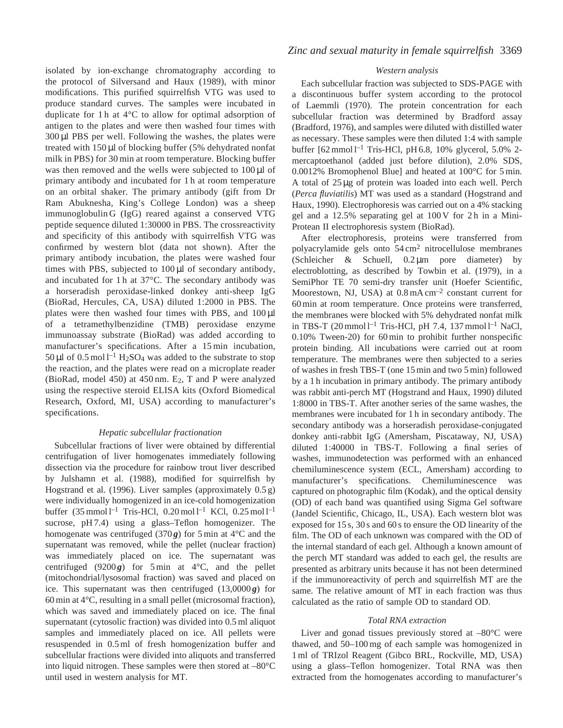isolated by ion-exchange chromatography according to the protocol of Silversand and Haux (1989), with minor modifications. This purified squirrelfish VTG was used to produce standard curves. The samples were incubated in duplicate for 1 h at 4°C to allow for optimal adsorption of antigen to the plates and were then washed four times with 300 μl PBS per well. Following the washes, the plates were treated with 150 μl of blocking buffer (5% dehydrated nonfat milk in PBS) for 30 min at room temperature. Blocking buffer was then removed and the wells were subjected to 100 μl of primary antibody and incubated for 1 h at room temperature on an orbital shaker. The primary antibody (gift from Dr Ram Abuknesha, King's College London) was a sheep immunoglobulin G (IgG) reared against a conserved VTG peptide sequence diluted 1:30000 in PBS. The crossreactivity and specificity of this antibody with squirrelfish VTG was confirmed by western blot (data not shown). After the primary antibody incubation, the plates were washed four times with PBS, subjected to 100 μl of secondary antibody, and incubated for 1 h at 37°C. The secondary antibody was a horseradish peroxidase-linked donkey anti-sheep IgG (BioRad, Hercules, CA, USA) diluted 1:2000 in PBS. The plates were then washed four times with PBS, and 100 μl of a tetramethylbenzidine (TMB) peroxidase enzyme immunoassay substrate (BioRad) was added according to manufacturer's specifications. After a 15 min incubation, 50 μl of 0.5 mol $l^{-1}$ $H_2SO_4$ was added to the substrate to stop the reaction, and the plates were read on a microplate reader (BioRad, model 450) at 450 nm. $E_2$, T and P were analyzed using the respective steroid ELISA kits (Oxford Biomedical Research, Oxford, MI, USA) according to manufacturer's specifications.

### *Hepatic subcellular fractionation*

Subcellular fractions of liver were obtained by differential centrifugation of liver homogenates immediately following dissection via the procedure for rainbow trout liver described by Julshamn et al. (1988), modified for squirrelfish by Hogstrand et al. (1996). Liver samples (approximately 0.5 g) were individually homogenized in an ice-cold homogenization buffer (35 mmol $l^{-1}$ Tris-HCl, 0.20 mol $l^{-1}$ KCl, 0.25 mol $l^{-1}$ sucrose, pH 7.4) using a glass–Teflon homogenizer. The homogenate was centrifuged (370 ***g***) for 5 min at 4°C and the supernatant was removed, while the pellet (nuclear fraction) was immediately placed on ice. The supernatant was centrifuged (9200 ***g***) for 5 min at 4°C, and the pellet (mitochondrial/lysosomal fraction) was saved and placed on ice. This supernatant was then centrifuged (13,0000 ***g***) for 60 min at 4°C, resulting in a small pellet (microsomal fraction), which was saved and immediately placed on ice. The final supernatant (cytosolic fraction) was divided into 0.5 ml aliquot samples and immediately placed on ice. All pellets were resuspended in 0.5 ml of fresh homogenization buffer and subcellular fractions were divided into aliquots and transferred into liquid nitrogen. These samples were then stored at –80°C until used in western analysis for MT.

### *Western analysis*

Each subcellular fraction was subjected to SDS-PAGE with a discontinuous buffer system according to the protocol of Laemmli (1970). The protein concentration for each subcellular fraction was determined by Bradford assay (Bradford, 1976), and samples were diluted with distilled water as necessary. These samples were then diluted 1:4 with sample buffer [62 mmol $l^{-1}$ Tris-HCl, pH 6.8, 10% glycerol, 5.0% 2-mercaptoethanol (added just before dilution), 2.0% SDS, 0.0012% Bromophenol Blue] and heated at 100°C for 5 min. A total of 25 μg of protein was loaded into each well. Perch (*Perca fluviatilis*) MT was used as a standard (Hogstrand and Haux, 1990). Electrophoresis was carried out on a 4% stacking gel and a 12.5% separating gel at 100 V for 2 h in a Mini-Protean II electrophoresis system (BioRad).

After electrophoresis, proteins were transferred from polyacrylamide gels onto 54 $cm^2$ nitrocellulose membranes (Schleicher & Schuell, 0.2 μm pore diameter) by electroblotting, as described by Towbin et al. (1979), in a SemiPhor TE 70 semi-dry transfer unit (Hoefer Scientific, Moorestown, NJ, USA) at 0.8 mA $cm^{-2}$ constant current for 60 min at room temperature. Once proteins were transferred, the membranes were blocked with 5% dehydrated nonfat milk in TBS-T (20 mmol $l^{-1}$ Tris-HCl, pH 7.4, 137 mmol $l^{-1}$ NaCl, 0.10% Tween-20) for 60 min to prohibit further nonspecific protein binding. All incubations were carried out at room temperature. The membranes were then subjected to a series of washes in fresh TBS-T (one 15 min and two 5 min) followed by a 1 h incubation in primary antibody. The primary antibody was rabbit anti-perch MT (Hogstrand and Haux, 1990) diluted 1:8000 in TBS-T. After another series of the same washes, the membranes were incubated for 1 h in secondary antibody. The secondary antibody was a horseradish peroxidase-conjugated donkey anti-rabbit IgG (Amersham, Piscataway, NJ, USA) diluted 1:40000 in TBS-T. Following a final series of washes, immunodetection was performed with an enhanced chemiluminescence system (ECL, Amersham) according to manufacturer's specifications. Chemiluminescence was captured on photographic film (Kodak), and the optical density (OD) of each band was quantified using Sigma Gel software (Jandel Scientific, Chicago, IL, USA). Each western blot was exposed for 15 s, 30 s and 60 s to ensure the OD linearity of the film. The OD of each unknown was compared with the OD of the internal standard of each gel. Although a known amount of the perch MT standard was added to each gel, the results are presented as arbitrary units because it has not been determined if the immunoreactivity of perch and squirrelfish MT are the same. The relative amount of MT in each fraction was thus calculated as the ratio of sample OD to standard OD.

### *Total RNA extraction*

Liver and gonad tissues previously stored at –80°C were thawed, and 50–100 mg of each sample was homogenized in 1 ml of TRIzol Reagent (Gibco BRL, Rockville, MD, USA) using a glass–Teflon homogenizer. Total RNA was then extracted from the homogenates according to manufacturer's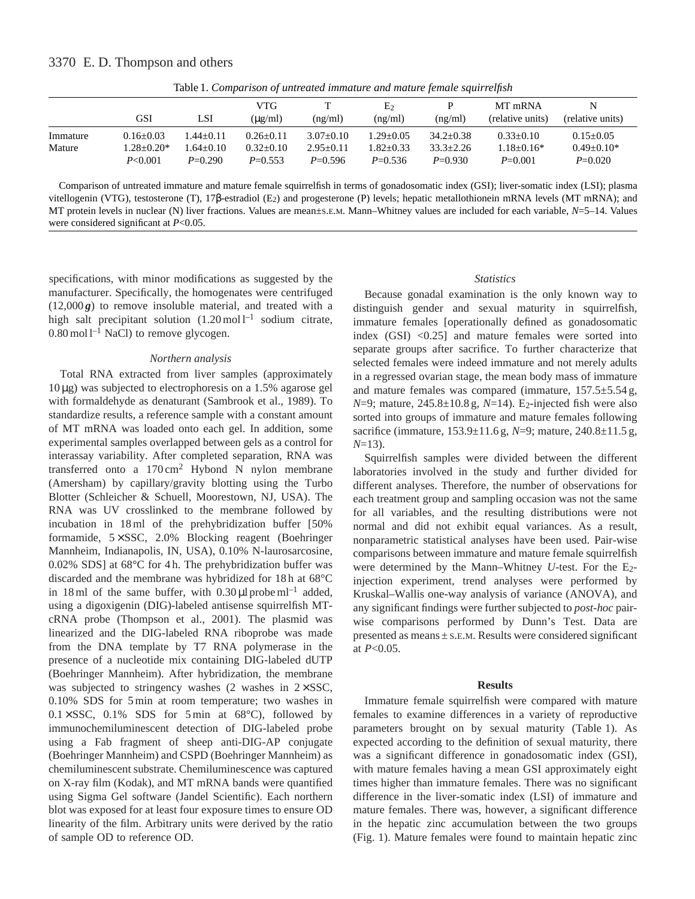Table 1. *Comparison of untreated immature and mature female squirrelfish*

| | GSI | LSI | VTG (μg/ml) | T (ng/ml) | $E_2$ (ng/ml) | P (ng/ml) | MT mRNA (relative units) | N (relative units) |
|---|---|---|---|---|---|---|---|---|
| Immature | 0.16±0.03 | 1.44±0.11 | 0.26±0.11 | 3.07±0.10 | 1.29±0.05 | 34.2±0.38 | 0.33±0.10 | 0.15±0.05 |
| Mature | 1.28±0.20* | 1.64±0.10 | 0.32±0.10 | 2.95±0.11 | 1.82±0.33 | 33.3±2.26 | 1.18±0.16* | 0.49±0.10* |
| | $P$<0.001 | $P$=0.290 | $P$=0.553 | $P$=0.596 | $P$=0.536 | $P$=0.930 | $P$=0.001 | $P$=0.020 |

Comparison of untreated immature and mature female squirrelfish in terms of gonadosomatic index (GSI); liver-somatic index (LSI); plasma vitellogenin (VTG), testosterone (T), 17β-estradiol ($E_2$) and progesterone (P) levels; hepatic metallothionein mRNA levels (MT mRNA); and MT protein levels in nuclear (N) liver fractions. Values are mean±S.E.M. Mann–Whitney values are included for each variable, $N$=5–14. Values were considered significant at $P$<0.05.

specifications, with minor modifications as suggested by the manufacturer. Specifically, the homogenates were centrifuged (12,000 ***g***) to remove insoluble material, and treated with a high salt precipitant solution (1.20 mol $l^{-1}$ sodium citrate, 0.80 mol $l^{-1}$ NaCl) to remove glycogen.

### *Northern analysis*

Total RNA extracted from liver samples (approximately 10 μg) was subjected to electrophoresis on a 1.5% agarose gel with formaldehyde as denaturant (Sambrook et al., 1989). To standardize results, a reference sample with a constant amount of MT mRNA was loaded onto each gel. In addition, some experimental samples overlapped between gels as a control for interassay variability. After completed separation, RNA was transferred onto a 170 $cm^2$ Hybond N nylon membrane (Amersham) by capillary/gravity blotting using the Turbo Blotter (Schleicher & Schuell, Moorestown, NJ, USA). The RNA was UV crosslinked to the membrane followed by incubation in 18 ml of the prehybridization buffer [50% formamide, 5×SSC, 2.0% Blocking reagent (Boehringer Mannheim, Indianapolis, IN, USA), 0.10% N-laurosarcosine, 0.02% SDS] at 68°C for 4 h. The prehybridization buffer was discarded and the membrane was hybridized for 18 h at 68°C in 18 ml of the same buffer, with 0.30 μl probe $ml^{-1}$ added, using a digoxigenin (DIG)-labeled antisense squirrelfish MT-cRNA probe (Thompson et al., 2001). The plasmid was linearized and the DIG-labeled RNA riboprobe was made from the DNA template by T7 RNA polymerase in the presence of a nucleotide mix containing DIG-labeled dUTP (Boehringer Mannheim). After hybridization, the membrane was subjected to stringency washes (2 washes in 2×SSC, 0.10% SDS for 5 min at room temperature; two washes in 0.1×SSC, 0.1% SDS for 5 min at 68°C), followed by immunochemiluminescent detection of DIG-labeled probe using a Fab fragment of sheep anti-DIG-AP conjugate (Boehringer Mannheim) and CSPD (Boehringer Mannheim) as chemiluminescent substrate. Chemiluminescence was captured on X-ray film (Kodak), and MT mRNA bands were quantified using Sigma Gel software (Jandel Scientific). Each northern blot was exposed for at least four exposure times to ensure OD linearity of the film. Arbitrary units were derived by the ratio of sample OD to reference OD.

### *Statistics*

Because gonadal examination is the only known way to distinguish gender and sexual maturity in squirrelfish, immature females [operationally defined as gonadosomatic index (GSI) <0.25] and mature females were sorted into separate groups after sacrifice. To further characterize that selected females were indeed immature and not merely adults in a regressed ovarian stage, the mean body mass of immature and mature females was compared (immature, 157.5±5.54 g, $N$=9; mature, 245.8±10.8 g, $N$=14). $E_2$-injected fish were also sorted into groups of immature and mature females following sacrifice (immature, 153.9±11.6 g, $N$=9; mature, 240.8±11.5 g, $N$=13).

Squirrelfish samples were divided between the different laboratories involved in the study and further divided for different analyses. Therefore, the number of observations for each treatment group and sampling occasion was not the same for all variables, and the resulting distributions were not normal and did not exhibit equal variances. As a result, nonparametric statistical analyses have been used. Pair-wise comparisons between immature and mature female squirrelfish were determined by the Mann–Whitney $U$-test. For the $E_2$-injection experiment, trend analyses were performed by Kruskal–Wallis one-way analysis of variance (ANOVA), and any significant findings were further subjected to *post-hoc* pair-wise comparisons performed by Dunn's Test. Data are presented as means ± S.E.M. Results were considered significant at $P$<0.05.

## Results

Immature female squirrelfish were compared with mature females to examine differences in a variety of reproductive parameters brought on by sexual maturity (Table 1). As expected according to the definition of sexual maturity, there was a significant difference in gonadosomatic index (GSI), with mature females having a mean GSI approximately eight times higher than immature females. There was no significant difference in the liver-somatic index (LSI) of immature and mature females. There was, however, a significant difference in the hepatic zinc accumulation between the two groups (Fig. 1). Mature females were found to maintain hepatic zinc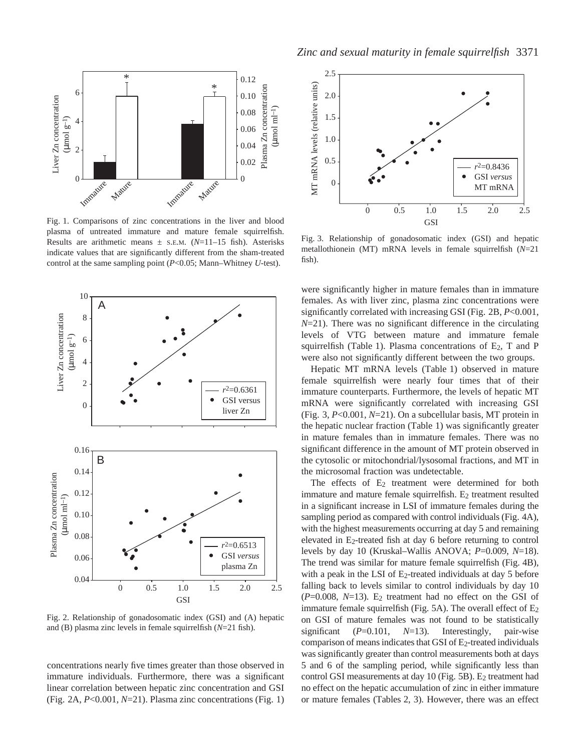Fig. 1. Comparisons of zinc concentrations in the liver and blood plasma of untreated immature and mature female squirrelfish. Results are arithmetic means ± S.E.M. ($N$=11–15 fish). Asterisks indicate values that are significantly different from the sham-treated control at the same sampling point ($P$<0.05; Mann–Whitney $U$-test).

Fig. 2. Relationship of gonadosomatic index (GSI) and (A) hepatic and (B) plasma zinc levels in female squirrelfish ($N$=21 fish).

Fig. 3. Relationship of gonadosomatic index (GSI) and hepatic metallothionein (MT) mRNA levels in female squirrelfish ($N$=21 fish).

concentrations nearly five times greater than those observed in immature individuals. Furthermore, there was a significant linear correlation between hepatic zinc concentration and GSI (Fig. 2A, $P$<0.001, $N$=21). Plasma zinc concentrations (Fig. 1) were significantly higher in mature females than in immature females. As with liver zinc, plasma zinc concentrations were significantly correlated with increasing GSI (Fig. 2B, $P$<0.001, $N$=21). There was no significant difference in the circulating levels of VTG between mature and immature female squirrelfish (Table 1). Plasma concentrations of $E_2$, T and P were also not significantly different between the two groups.

Hepatic MT mRNA levels (Table 1) observed in mature female squirrelfish were nearly four times that of their immature counterparts. Furthermore, the levels of hepatic MT mRNA were significantly correlated with increasing GSI (Fig. 3, $P$<0.001, $N$=21). On a subcellular basis, MT protein in the hepatic nuclear fraction (Table 1) was significantly greater in mature females than in immature females. There was no significant difference in the amount of MT protein observed in the cytosolic or mitochondrial/lysosomal fractions, and MT in the microsomal fraction was undetectable.

The effects of $E_2$ treatment were determined for both immature and mature female squirrelfish. $E_2$ treatment resulted in a significant increase in LSI of immature females during the sampling period as compared with control individuals (Fig. 4A), with the highest measurements occurring at day 5 and remaining elevated in $E_2$-treated fish at day 6 before returning to control levels by day 10 (Kruskal–Wallis ANOVA; $P$=0.009, $N$=18). The trend was similar for mature female squirrelfish (Fig. 4B), with a peak in the LSI of $E_2$-treated individuals at day 5 before falling back to levels similar to control individuals by day 10 ($P$=0.008, $N$=13). $E_2$ treatment had no effect on the GSI of immature female squirrelfish (Fig. 5A). The overall effect of $E_2$ on GSI of mature females was not found to be statistically significant ($P$=0.101, $N$=13). Interestingly, pair-wise comparison of means indicates that GSI of $E_2$-treated individuals was significantly greater than control measurements both at days 5 and 6 of the sampling period, while significantly less than control GSI measurements at day 10 (Fig. 5B). $E_2$ treatment had no effect on the hepatic accumulation of zinc in either immature or mature females (Tables 2, 3). However, there was an effect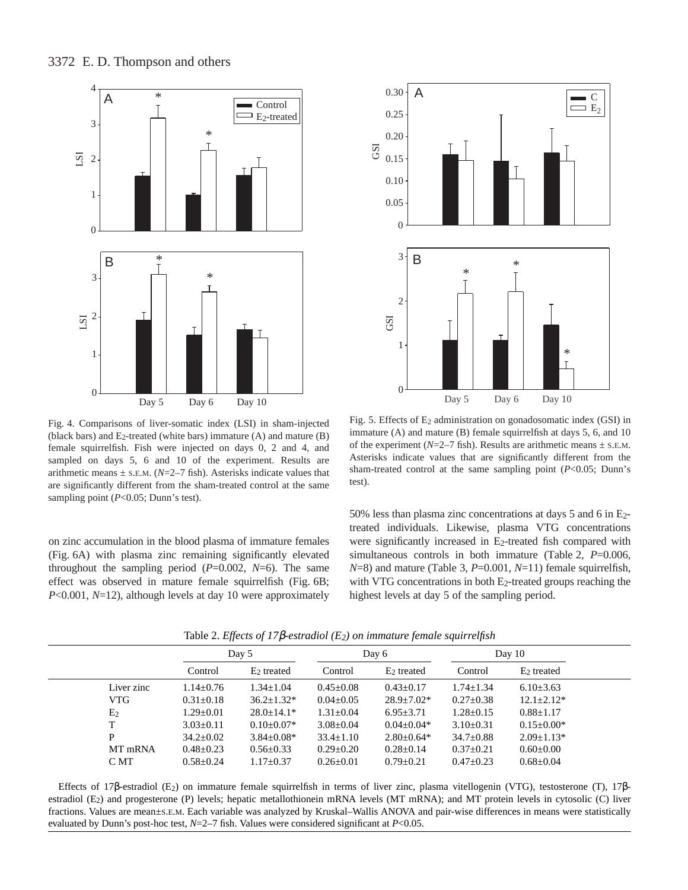Fig. 4. Comparisons of liver-somatic index (LSI) in sham-injected (black bars) and $E_2$-treated (white bars) immature (A) and mature (B) female squirrelfish. Fish were injected on days 0, 2 and 4, and sampled on days 5, 6 and 10 of the experiment. Results are arithmetic means ± S.E.M. ($N$=2–7 fish). Asterisks indicate values that are significantly different from the sham-treated control at the same sampling point ($P$<0.05; Dunn's test).

Fig. 5. Effects of $E_2$ administration on gonadosomatic index (GSI) in immature (A) and mature (B) female squirrelfish at days 5, 6, and 10 of the experiment ($N$=2–7 fish). Results are arithmetic means ± S.E.M. Asterisks indicate values that are significantly different from the sham-treated control at the same sampling point ($P$<0.05; Dunn's test).

on zinc accumulation in the blood plasma of immature females (Fig. 6A) with plasma zinc remaining significantly elevated throughout the sampling period ($P$=0.002, $N$=6). The same effect was observed in mature female squirrelfish (Fig. 6B; $P$<0.001, $N$=12), although levels at day 10 were approximately 50% less than plasma zinc concentrations at days 5 and 6 in $E_2$-treated individuals. Likewise, plasma VTG concentrations were significantly increased in $E_2$-treated fish compared with simultaneous controls in both immature (Table 2, $P$=0.006, $N$=8) and mature (Table 3, $P$=0.001, $N$=11) female squirrelfish, with VTG concentrations in both $E_2$-treated groups reaching the highest levels at day 5 of the sampling period.

Table 2. *Effects of 17β-estradiol ($E_2$) on immature female squirrelfish*

| | Day 5 | | Day 6 | | Day 10 | |
|---|---|---|---|---|---|---|
| | Control | $E_2$ treated | Control | $E_2$ treated | Control | $E_2$ treated |
| Liver zinc | 1.14±0.76 | 1.34±1.04 | 0.45±0.08 | 0.43±0.17 | 1.74±1.34 | 6.10±3.63 |
| VTG | 0.31±0.18 | 36.2±1.32* | 0.04±0.05 | 28.9±7.02* | 0.27±0.38 | 12.1±2.12* |
| $E_2$ | 1.29±0.01 | 28.0±14.1* | 1.31±0.04 | 6.95±3.71 | 1.28±0.15 | 0.88±1.17 |
| T | 3.03±0.11 | 0.10±0.07* | 3.08±0.04 | 0.04±0.04* | 3.10±0.31 | 0.15±0.00* |
| P | 34.2±0.02 | 3.84±0.08* | 33.4±1.10 | 2.80±0.64* | 34.7±0.88 | 2.09±1.13* |
| MT mRNA | 0.48±0.23 | 0.56±0.33 | 0.29±0.20 | 0.28±0.14 | 0.37±0.21 | 0.60±0.00 |
| C MT | 0.58±0.24 | 1.17±0.37 | 0.26±0.01 | 0.79±0.21 | 0.47±0.23 | 0.68±0.04 |

Effects of 17β-estradiol ($E_2$) on immature female squirrelfish in terms of liver zinc, plasma vitellogenin (VTG), testosterone (T), 17β-estradiol ($E_2$) and progesterone (P) levels; hepatic metallothionein mRNA levels (MT mRNA); and MT protein levels in cytosolic (C) liver fractions. Values are mean±S.E.M. Each variable was analyzed by Kruskal–Wallis ANOVA and pair-wise differences in means were statistically evaluated by Dunn's post-hoc test, $N$=2–7 fish. Values were considered significant at $P$<0.05.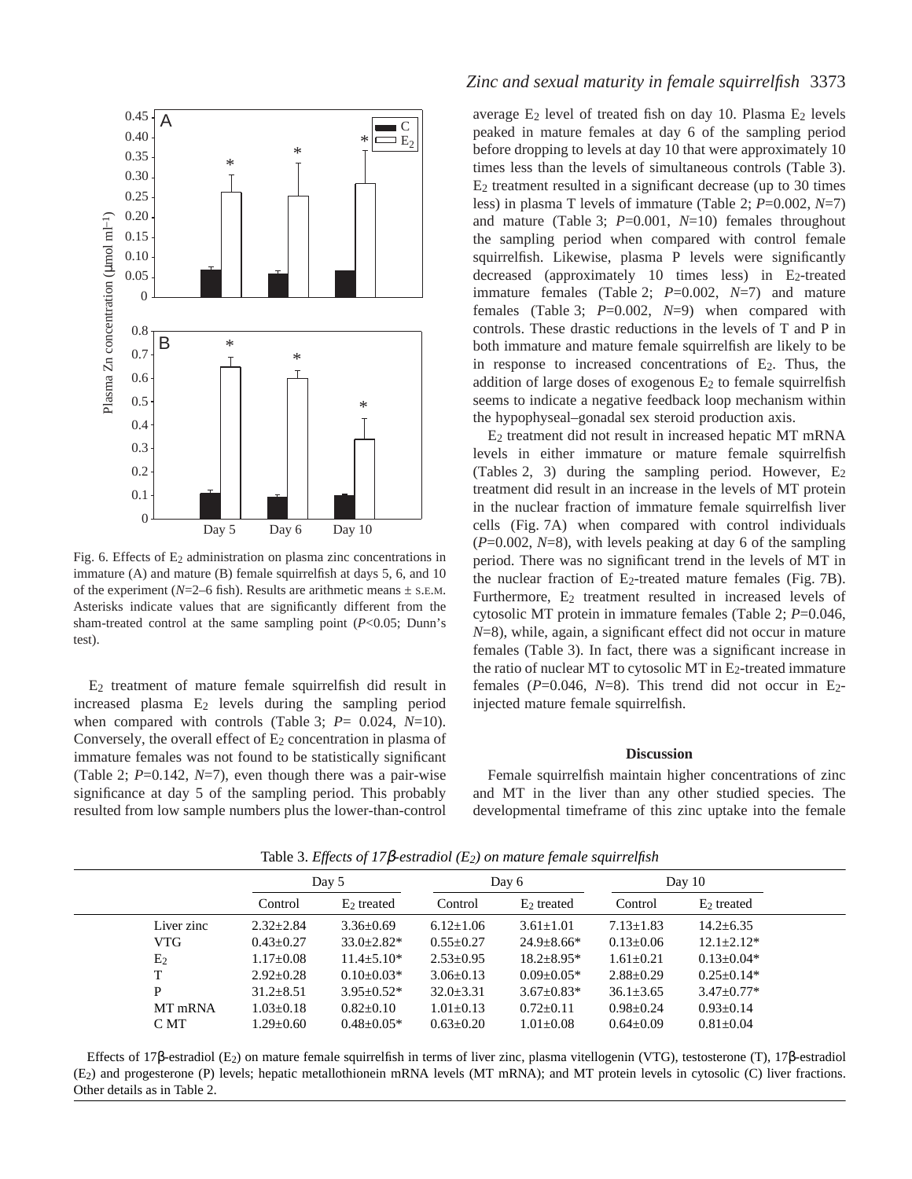Fig. 6. Effects of $E_2$ administration on plasma zinc concentrations in immature (A) and mature (B) female squirrelfish at days 5, 6, and 10 of the experiment (*N*=2–6 fish). Results are arithmetic means ± S.E.M. Asterisks indicate values that are significantly different from the sham-treated control at the same sampling point ($P$<0.05; Dunn's test).

$E_2$ treatment of mature female squirrelfish did result in increased plasma $E_2$ levels during the sampling period when compared with controls (Table 3; $P$= 0.024, $N$=10). Conversely, the overall effect of $E_2$ concentration in plasma of immature females was not found to be statistically significant (Table 2; $P$=0.142, $N$=7), even though there was a pair-wise significance at day 5 of the sampling period. This probably resulted from low sample numbers plus the lower-than-control average $E_2$ level of treated fish on day 10. Plasma $E_2$ levels peaked in mature females at day 6 of the sampling period before dropping to levels at day 10 that were approximately 10 times less than the levels of simultaneous controls (Table 3). $E_2$ treatment resulted in a significant decrease (up to 30 times less) in plasma T levels of immature (Table 2; $P$=0.002, $N$=7) and mature (Table 3; $P$=0.001, $N$=10) females throughout the sampling period when compared with control female squirrelfish. Likewise, plasma P levels were significantly decreased (approximately 10 times less) in $E_2$-treated immature females (Table 2; $P$=0.002, $N$=7) and mature females (Table 3; $P$=0.002, $N$=9) when compared with controls. These drastic reductions in the levels of T and P in both immature and mature female squirrelfish are likely to be in response to increased concentrations of $E_2$. Thus, the addition of large doses of exogenous $E_2$ to female squirrelfish seems to indicate a negative feedback loop mechanism within the hypophyseal–gonadal sex steroid production axis.

$E_2$ treatment did not result in increased hepatic MT mRNA levels in either immature or mature female squirrelfish (Tables 2, 3) during the sampling period. However, $E_2$ treatment did result in an increase in the levels of MT protein in the nuclear fraction of immature female squirrelfish liver cells (Fig. 7A) when compared with control individuals ($P$=0.002, $N$=8), with levels peaking at day 6 of the sampling period. There was no significant trend in the levels of MT in the nuclear fraction of $E_2$-treated mature females (Fig. 7B). Furthermore, $E_2$ treatment resulted in increased levels of cytosolic MT protein in immature females (Table 2; $P$=0.046, $N$=8), while, again, a significant effect did not occur in mature females (Table 3). In fact, there was a significant increase in the ratio of nuclear MT to cytosolic MT in $E_2$-treated immature females ($P$=0.046, $N$=8). This trend did not occur in $E_2$-injected mature female squirrelfish.

## Discussion

Female squirrelfish maintain higher concentrations of zinc and MT in the liver than any other studied species. The developmental timeframe of this zinc uptake into the female

Table 3. *Effects of 17β-estradiol ($E_2$) on mature female squirrelfish*

| | Day 5 | | Day 6 | | Day 10 | |
|---|---|---|---|---|---|---|
| | Control | $E_2$ treated | Control | $E_2$ treated | Control | $E_2$ treated |
| Liver zinc | 2.32±2.84 | 3.36±0.69 | 6.12±1.06 | 3.61±1.01 | 7.13±1.83 | 14.2±6.35 |
| VTG | 0.43±0.27 | 33.0±2.82* | 0.55±0.27 | 24.9±8.66* | 0.13±0.06 | 12.1±2.12* |
| $E_2$ | 1.17±0.08 | 11.4±5.10* | 2.53±0.95 | 18.2±8.95* | 1.61±0.21 | 0.13±0.04* |
| T | 2.92±0.28 | 0.10±0.03* | 3.06±0.13 | 0.09±0.05* | 2.88±0.29 | 0.25±0.14* |
| P | 31.2±8.51 | 3.95±0.52* | 32.0±3.31 | 3.67±0.83* | 36.1±3.65 | 3.47±0.77* |
| MT mRNA | 1.03±0.18 | 0.82±0.10 | 1.01±0.13 | 0.72±0.11 | 0.98±0.24 | 0.93±0.14 |
| C MT | 1.29±0.60 | 0.48±0.05* | 0.63±0.20 | 1.01±0.08 | 0.64±0.09 | 0.81±0.04 |

Effects of 17β-estradiol ($E_2$) on mature female squirrelfish in terms of liver zinc, plasma vitellogenin (VTG), testosterone (T), 17β-estradiol ($E_2$) and progesterone (P) levels; hepatic metallothionein mRNA levels (MT mRNA); and MT protein levels in cytosolic (C) liver fractions. Other details as in Table 2.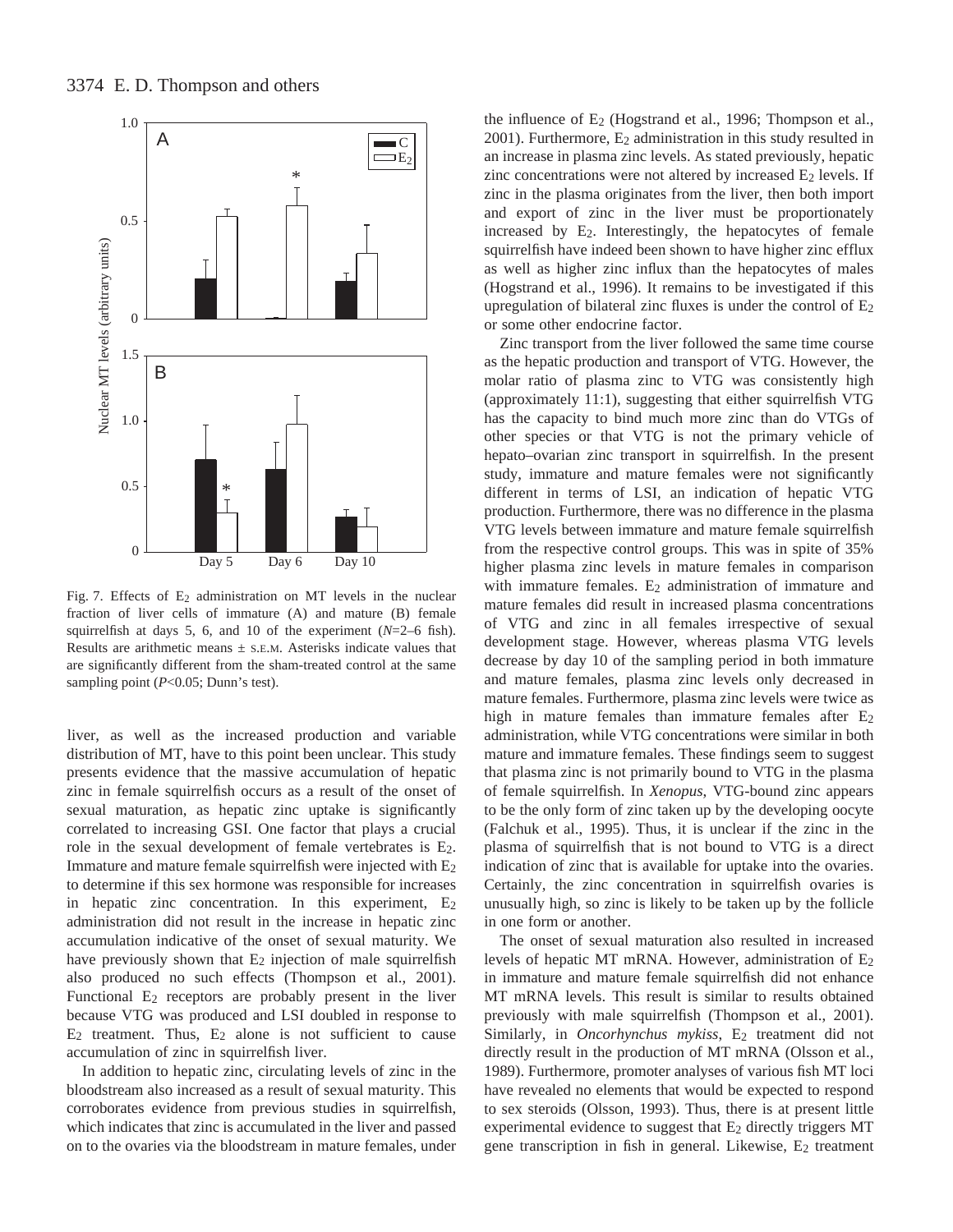Fig. 7. Effects of $E_2$ administration on MT levels in the nuclear fraction of liver cells of immature (A) and mature (B) female squirrelfish at days 5, 6, and 10 of the experiment ($N$=2–6 fish). Results are arithmetic means ± S.E.M. Asterisks indicate values that are significantly different from the sham-treated control at the same sampling point ($P$<0.05; Dunn's test).

liver, as well as the increased production and variable distribution of MT, have to this point been unclear. This study presents evidence that the massive accumulation of hepatic zinc in female squirrelfish occurs as a result of the onset of sexual maturation, as hepatic zinc uptake is significantly correlated to increasing GSI. One factor that plays a crucial role in the sexual development of female vertebrates is $E_2$. Immature and mature female squirrelfish were injected with $E_2$ to determine if this sex hormone was responsible for increases in hepatic zinc concentration. In this experiment, $E_2$ administration did not result in the increase in hepatic zinc accumulation indicative of the onset of sexual maturity. We have previously shown that $E_2$ injection of male squirrelfish also produced no such effects (Thompson et al., 2001). Functional $E_2$ receptors are probably present in the liver because VTG was produced and LSI doubled in response to $E_2$ treatment. Thus, $E_2$ alone is not sufficient to cause accumulation of zinc in squirrelfish liver.

In addition to hepatic zinc, circulating levels of zinc in the bloodstream also increased as a result of sexual maturity. This corroborates evidence from previous studies in squirrelfish, which indicates that zinc is accumulated in the liver and passed on to the ovaries via the bloodstream in mature females, under the influence of $E_2$ (Hogstrand et al., 1996; Thompson et al., 2001). Furthermore, $E_2$ administration in this study resulted in an increase in plasma zinc levels. As stated previously, hepatic zinc concentrations were not altered by increased $E_2$ levels. If zinc in the plasma originates from the liver, then both import and export of zinc in the liver must be proportionately increased by $E_2$. Interestingly, the hepatocytes of female squirrelfish have indeed been shown to have higher zinc efflux as well as higher zinc influx than the hepatocytes of males (Hogstrand et al., 1996). It remains to be investigated if this upregulation of bilateral zinc fluxes is under the control of $E_2$ or some other endocrine factor.

Zinc transport from the liver followed the same time course as the hepatic production and transport of VTG. However, the molar ratio of plasma zinc to VTG was consistently high (approximately 11:1), suggesting that either squirrelfish VTG has the capacity to bind much more zinc than do VTGs of other species or that VTG is not the primary vehicle of hepato–ovarian zinc transport in squirrelfish. In the present study, immature and mature females were not significantly different in terms of LSI, an indication of hepatic VTG production. Furthermore, there was no difference in the plasma VTG levels between immature and mature female squirrelfish from the respective control groups. This was in spite of 35% higher plasma zinc levels in mature females in comparison with immature females. $E_2$ administration of immature and mature females did result in increased plasma concentrations of VTG and zinc in all females irrespective of sexual development stage. However, whereas plasma VTG levels decrease by day 10 of the sampling period in both immature and mature females, plasma zinc levels only decreased in mature females. Furthermore, plasma zinc levels were twice as high in mature females than immature females after $E_2$ administration, while VTG concentrations were similar in both mature and immature females. These findings seem to suggest that plasma zinc is not primarily bound to VTG in the plasma of female squirrelfish. In *Xenopus*, VTG-bound zinc appears to be the only form of zinc taken up by the developing oocyte (Falchuk et al., 1995). Thus, it is unclear if the zinc in the plasma of squirrelfish that is not bound to VTG is a direct indication of zinc that is available for uptake into the ovaries. Certainly, the zinc concentration in squirrelfish ovaries is unusually high, so zinc is likely to be taken up by the follicle in one form or another.

The onset of sexual maturation also resulted in increased levels of hepatic MT mRNA. However, administration of $E_2$ in immature and mature female squirrelfish did not enhance MT mRNA levels. This result is similar to results obtained previously with male squirrelfish (Thompson et al., 2001). Similarly, in *Oncorhynchus mykiss*, $E_2$ treatment did not directly result in the production of MT mRNA (Olsson et al., 1989). Furthermore, promoter analyses of various fish MT loci have revealed no elements that would be expected to respond to sex steroids (Olsson, 1993). Thus, there is at present little experimental evidence to suggest that $E_2$ directly triggers MT gene transcription in fish in general. Likewise, $E_2$ treatment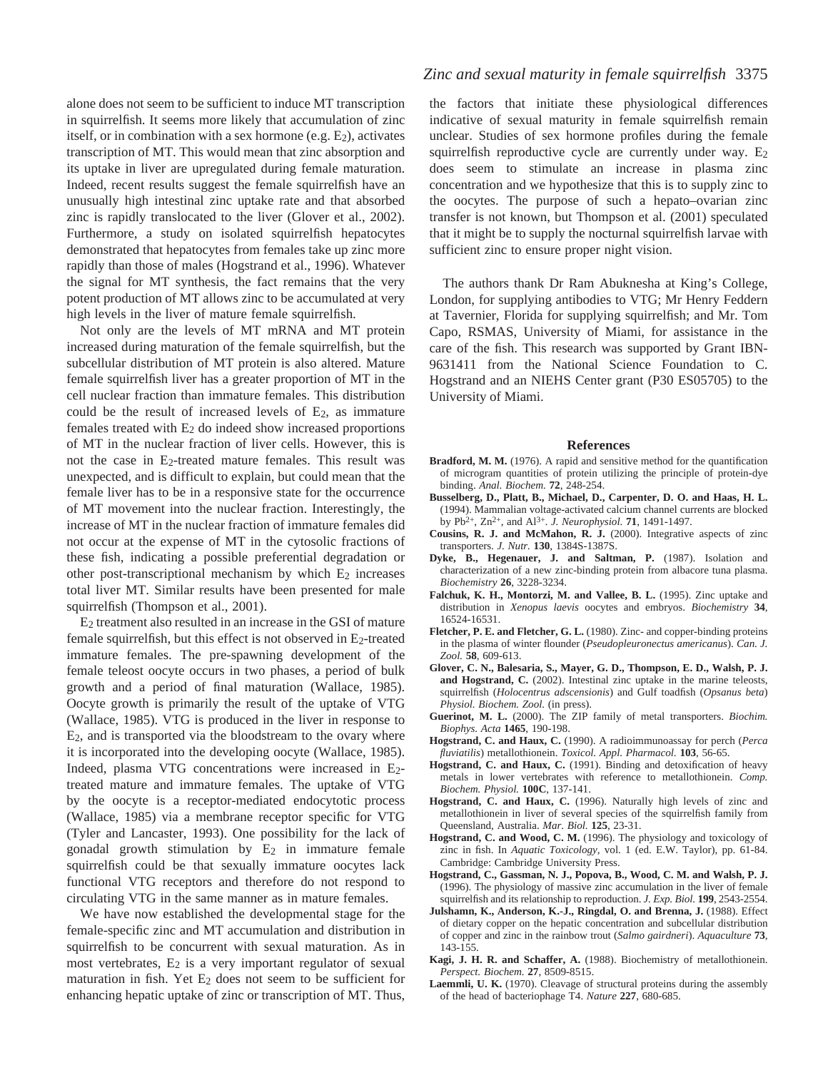alone does not seem to be sufficient to induce MT transcription in squirrelfish. It seems more likely that accumulation of zinc itself, or in combination with a sex hormone (e.g. $E_2$), activates transcription of MT. This would mean that zinc absorption and its uptake in liver are upregulated during female maturation. Indeed, recent results suggest the female squirrelfish have an unusually high intestinal zinc uptake rate and that absorbed zinc is rapidly translocated to the liver (Glover et al., 2002). Furthermore, a study on isolated squirrelfish hepatocytes demonstrated that hepatocytes from females take up zinc more rapidly than those of males (Hogstrand et al., 1996). Whatever the signal for MT synthesis, the fact remains that the very potent production of MT allows zinc to be accumulated at very high levels in the liver of mature female squirrelfish.

Not only are the levels of MT mRNA and MT protein increased during maturation of the female squirrelfish, but the subcellular distribution of MT protein is also altered. Mature female squirrelfish liver has a greater proportion of MT in the cell nuclear fraction than immature females. This distribution could be the result of increased levels of $E_2$, as immature females treated with $E_2$ do indeed show increased proportions of MT in the nuclear fraction of liver cells. However, this is not the case in $E_2$-treated mature females. This result was unexpected, and is difficult to explain, but could mean that the female liver has to be in a responsive state for the occurrence of MT movement into the nuclear fraction. Interestingly, the increase of MT in the nuclear fraction of immature females did not occur at the expense of MT in the cytosolic fractions of these fish, indicating a possible preferential degradation or other post-transcriptional mechanism by which $E_2$ increases total liver MT. Similar results have been presented for male squirrelfish (Thompson et al., 2001).

$E_2$ treatment also resulted in an increase in the GSI of mature female squirrelfish, but this effect is not observed in $E_2$-treated immature females. The pre-spawning development of the female teleost oocyte occurs in two phases, a period of bulk growth and a period of final maturation (Wallace, 1985). Oocyte growth is primarily the result of the uptake of VTG (Wallace, 1985). VTG is produced in the liver in response to $E_2$, and is transported via the bloodstream to the ovary where it is incorporated into the developing oocyte (Wallace, 1985). Indeed, plasma VTG concentrations were increased in $E_2$-treated mature and immature females. The uptake of VTG by the oocyte is a receptor-mediated endocytotic process (Wallace, 1985) via a membrane receptor specific for VTG (Tyler and Lancaster, 1993). One possibility for the lack of gonadal growth stimulation by $E_2$ in immature female squirrelfish could be that sexually immature oocytes lack functional VTG receptors and therefore do not respond to circulating VTG in the same manner as in mature females.

We have now established the developmental stage for the female-specific zinc and MT accumulation and distribution in squirrelfish to be concurrent with sexual maturation. As in most vertebrates, $E_2$ is a very important regulator of sexual maturation in fish. Yet $E_2$ does not seem to be sufficient for enhancing hepatic uptake of zinc or transcription of MT. Thus, the factors that initiate these physiological differences indicative of sexual maturity in female squirrelfish remain unclear. Studies of sex hormone profiles during the female squirrelfish reproductive cycle are currently under way. $E_2$ does seem to stimulate an increase in plasma zinc concentration and we hypothesize that this is to supply zinc to the oocytes. The purpose of such a hepato–ovarian zinc transfer is not known, but Thompson et al. (2001) speculated that it might be to supply the nocturnal squirrelfish larvae with sufficient zinc to ensure proper night vision.

The authors thank Dr Ram Abuknesha at King's College, London, for supplying antibodies to VTG; Mr Henry Feddern at Tavernier, Florida for supplying squirrelfish; and Mr. Tom Capo, RSMAS, University of Miami, for assistance in the care of the fish. This research was supported by Grant IBN-9631411 from the National Science Foundation to C. Hogstrand and an NIEHS Center grant (P30 ES05705) to the University of Miami.

## References

**Bradford, M. M.** (1976). A rapid and sensitive method for the quantification of microgram quantities of protein utilizing the principle of protein-dye binding. *Anal. Biochem.* **72**, 248-254.

**Busselberg, D., Platt, B., Michael, D., Carpenter, D. O. and Haas, H. L.** (1994). Mammalian voltage-activated calcium channel currents are blocked by $Pb^{2+}$, $Zn^{2+}$, and $Al^{3+}$. *J. Neurophysiol.* **71**, 1491-1497.

**Cousins, R. J. and McMahon, R. J.** (2000). Integrative aspects of zinc transporters. *J. Nutr.* **130**, 1384S-1387S.

**Dyke, B., Hegenauer, J. and Saltman, P.** (1987). Isolation and characterization of a new zinc-binding protein from albacore tuna plasma. *Biochemistry* **26**, 3228-3234.

**Falchuk, K. H., Montorzi, M. and Vallee, B. L.** (1995). Zinc uptake and distribution in *Xenopus laevis* oocytes and embryos. *Biochemistry* **34**, 16524-16531.

**Fletcher, P. E. and Fletcher, G. L.** (1980). Zinc- and copper-binding proteins in the plasma of winter flounder (*Pseudopleuronectus americanus*). *Can. J. Zool.* **58**, 609-613.

**Glover, C. N., Balesaria, S., Mayer, G. D., Thompson, E. D., Walsh, P. J. and Hogstrand, C.** (2002). Intestinal zinc uptake in the marine teleosts, squirrelfish (*Holocentrus adscensionis*) and Gulf toadfish (*Opsanus beta*) *Physiol. Biochem. Zool.* (in press).

**Guerinot, M. L.** (2000). The ZIP family of metal transporters. *Biochim. Biophys. Acta* **1465**, 190-198.

**Hogstrand, C. and Haux, C.** (1990). A radioimmunoassay for perch (*Perca fluviatilis*) metallothionein. *Toxicol. Appl. Pharmacol.* **103**, 56-65.

**Hogstrand, C. and Haux, C.** (1991). Binding and detoxification of heavy metals in lower vertebrates with reference to metallothionein. *Comp. Biochem. Physiol.* **100C**, 137-141.

**Hogstrand, C. and Haux, C.** (1996). Naturally high levels of zinc and metallothionein in liver of several species of the squirrelfish family from Queensland, Australia. *Mar. Biol.* **125**, 23-31.

**Hogstrand, C. and Wood, C. M.** (1996). The physiology and toxicology of zinc in fish. In *Aquatic Toxicology*, vol. 1 (ed. E.W. Taylor), pp. 61-84. Cambridge: Cambridge University Press.

**Hogstrand, C., Gassman, N. J., Popova, B., Wood, C. M. and Walsh, P. J.** (1996). The physiology of massive zinc accumulation in the liver of female squirrelfish and its relationship to reproduction. *J. Exp. Biol.* **199**, 2543-2554.

**Julshamn, K., Anderson, K.-J., Ringdal, O. and Brenna, J.** (1988). Effect of dietary copper on the hepatic concentration and subcellular distribution of copper and zinc in the rainbow trout (*Salmo gairdneri*). *Aquaculture* **73**, 143-155.

**Kagi, J. H. R. and Schaffer, A.** (1988). Biochemistry of metallothionein. *Perspect. Biochem.* **27**, 8509-8515.

**Laemmli, U. K.** (1970). Cleavage of structural proteins during the assembly of the head of bacteriophage T4. *Nature* **227**, 680-685.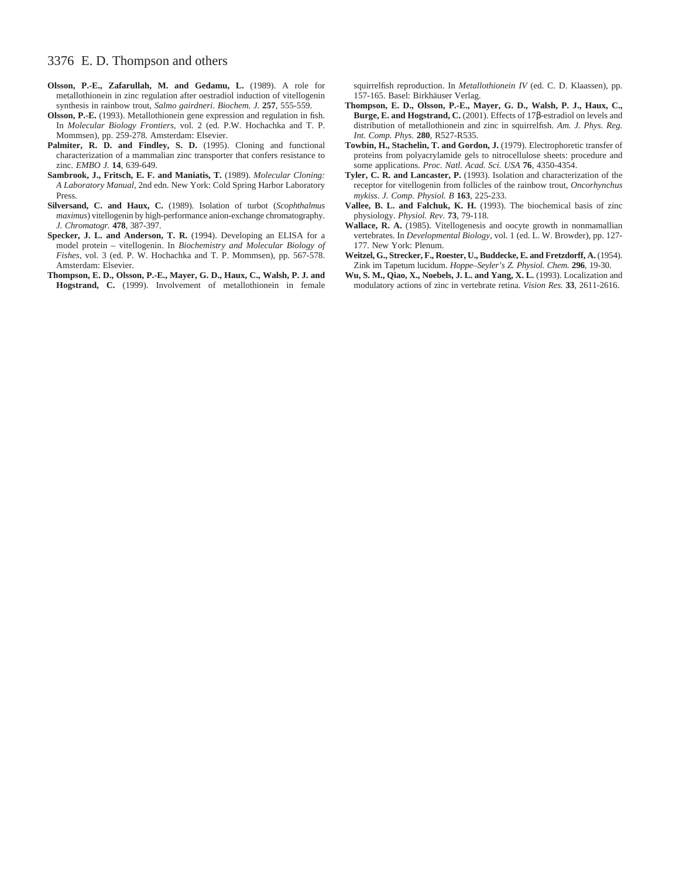**Olsson, P.-E., Zafarullah, M. and Gedamu, L.** (1989). A role for metallothionein in zinc regulation after oestradiol induction of vitellogenin synthesis in rainbow trout, *Salmo gairdneri*. *Biochem. J.* **257**, 555-559.

**Olsson, P.-E.** (1993). Metallothionein gene expression and regulation in fish. In *Molecular Biology Frontiers*, vol. 2 (ed. P.W. Hochachka and T. P. Mommsen), pp. 259-278. Amsterdam: Elsevier.

**Palmiter, R. D. and Findley, S. D.** (1995). Cloning and functional characterization of a mammalian zinc transporter that confers resistance to zinc. *EMBO J.* **14**, 639-649.

**Sambrook, J., Fritsch, E. F. and Maniatis, T.** (1989). *Molecular Cloning: A Laboratory Manual*, 2nd edn. New York: Cold Spring Harbor Laboratory Press.

**Silversand, C. and Haux, C.** (1989). Isolation of turbot (*Scophthalmus maximus*) vitellogenin by high-performance anion-exchange chromatography. *J. Chromatogr.* **478**, 387-397.

**Specker, J. L. and Anderson, T. R.** (1994). Developing an ELISA for a model protein – vitellogenin. In *Biochemistry and Molecular Biology of Fishes*, vol. 3 (ed. P. W. Hochachka and T. P. Mommsen), pp. 567-578. Amsterdam: Elsevier.

**Thompson, E. D., Olsson, P.-E., Mayer, G. D., Haux, C., Walsh, P. J. and Hogstrand, C.** (1999). Involvement of metallothionein in female squirrelfish reproduction. In *Metallothionein IV* (ed. C. D. Klaassen), pp. 157-165. Basel: Birkhäuser Verlag.

**Thompson, E. D., Olsson, P.-E., Mayer, G. D., Walsh, P. J., Haux, C., Burge, E. and Hogstrand, C.** (2001). Effects of 17β-estradiol on levels and distribution of metallothionein and zinc in squirrelfish. *Am. J. Phys. Reg. Int. Comp. Phys.* **280**, R527-R535.

**Towbin, H., Stachelin, T. and Gordon, J.** (1979). Electrophoretic transfer of proteins from polyacrylamide gels to nitrocellulose sheets: procedure and some applications. *Proc. Natl. Acad. Sci. USA* **76**, 4350-4354.

**Tyler, C. R. and Lancaster, P.** (1993). Isolation and characterization of the receptor for vitellogenin from follicles of the rainbow trout, *Oncorhynchus mykiss*. *J. Comp. Physiol. B* **163**, 225-233.

**Vallee, B. L. and Falchuk, K. H.** (1993). The biochemical basis of zinc physiology. *Physiol. Rev.* **73**, 79-118.

**Wallace, R. A.** (1985). Vitellogenesis and oocyte growth in nonmamallian vertebrates. In *Developmental Biology*, vol. 1 (ed. L. W. Browder), pp. 127-177. New York: Plenum.

**Weitzel, G., Strecker, F., Roester, U., Buddecke, E. and Fretzdorff, A.** (1954). Zink im Tapetum lucidum. *Hoppe–Seyler's Z. Physiol. Chem.* **296**, 19-30.

**Wu, S. M., Qiao, X., Noebels, J. L. and Yang, X. L.** (1993). Localization and modulatory actions of zinc in vertebrate retina. *Vision Res.* **33**, 2611-2616.